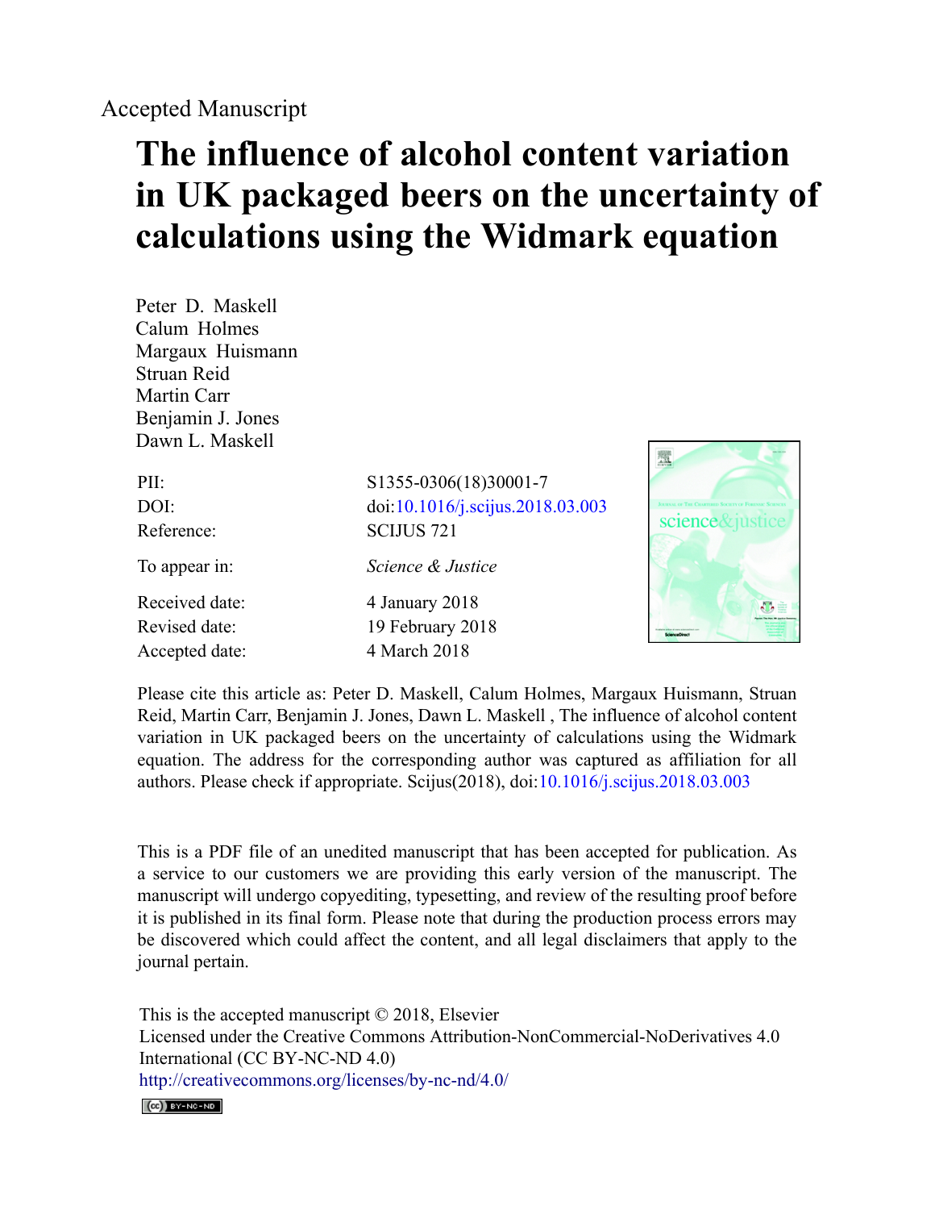Accepted Manuscript

# The influence of alcohol content variation in UK packaged beers on the uncertainty of calculations using the Widmark equation

Peter D. Maskell
Calum Holmes
Margaux Huismann
Struan Reid
Martin Carr
Benjamin J. Jones
Dawn L. Maskell

| | |
|---|---|
| PII: | S1355-0306(18)30001-7 |
| DOI: | doi:10.1016/j.scijus.2018.03.003 |
| Reference: | SCIJUS 721 |
| To appear in: | *Science & Justice* |
| Received date: | 4 January 2018 |
| Revised date: | 19 February 2018 |
| Accepted date: | 4 March 2018 |

Please cite this article as: Peter D. Maskell, Calum Holmes, Margaux Huismann, Struan Reid, Martin Carr, Benjamin J. Jones, Dawn L. Maskell , The influence of alcohol content variation in UK packaged beers on the uncertainty of calculations using the Widmark equation. The address for the corresponding author was captured as affiliation for all authors. Please check if appropriate. Scijus(2018), doi:10.1016/j.scijus.2018.03.003

This is a PDF file of an unedited manuscript that has been accepted for publication. As a service to our customers we are providing this early version of the manuscript. The manuscript will undergo copyediting, typesetting, and review of the resulting proof before it is published in its final form. Please note that during the production process errors may be discovered which could affect the content, and all legal disclaimers that apply to the journal pertain.

This is the accepted manuscript © 2018, Elsevier
Licensed under the Creative Commons Attribution-NonCommercial-NoDerivatives 4.0 International (CC BY-NC-ND 4.0)
http://creativecommons.org/licenses/by-nc-nd/4.0/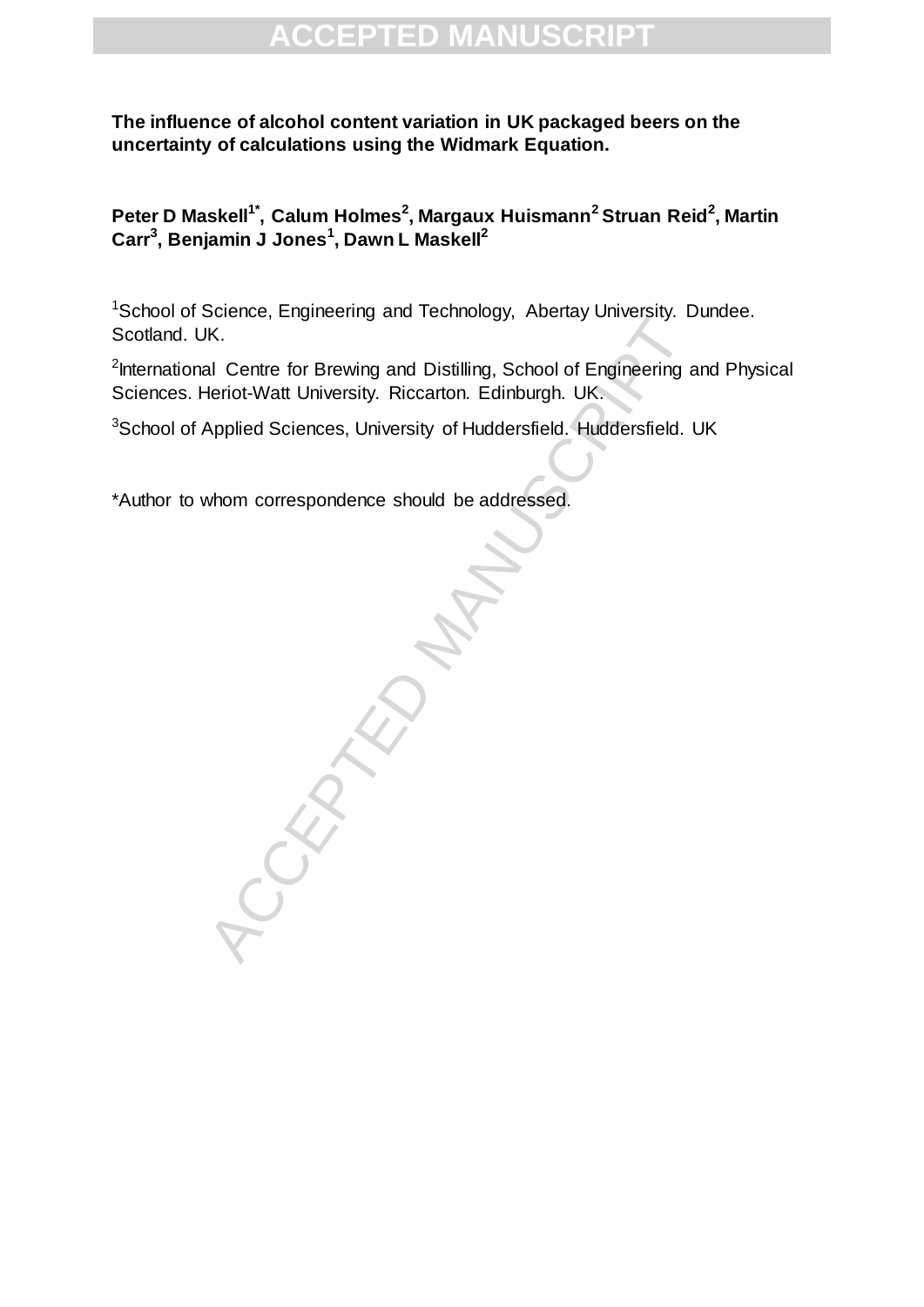**The influence of alcohol content variation in UK packaged beers on the uncertainty of calculations using the Widmark Equation.**

**Peter D Maskell[1*], Calum Holmes[2], Margaux Huismann[2] Struan Reid[2], Martin Carr[3], Benjamin J Jones[1], Dawn L Maskell[2]**

[1]School of Science, Engineering and Technology, Abertay University. Dundee. Scotland. UK.

[2]International Centre for Brewing and Distilling, School of Engineering and Physical Sciences. Heriot-Watt University. Riccarton. Edinburgh. UK.

[3]School of Applied Sciences, University of Huddersfield. Huddersfield. UK

*Author to whom correspondence should be addressed.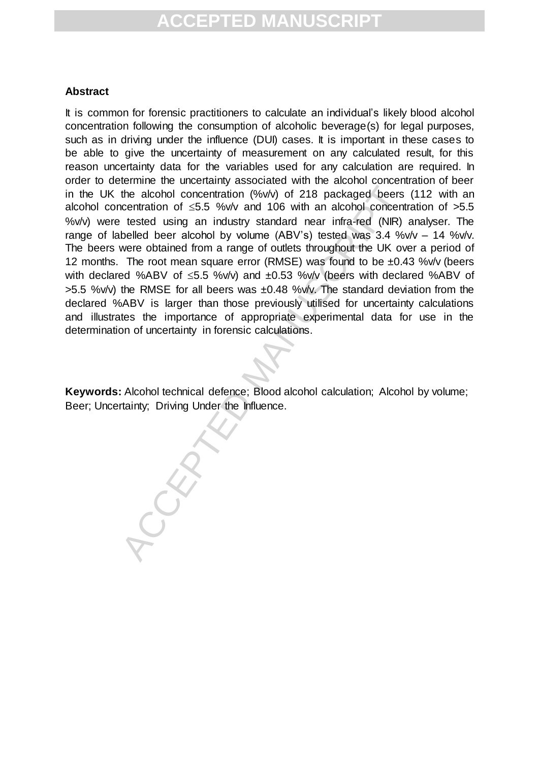### Abstract

It is common for forensic practitioners to calculate an individual's likely blood alcohol concentration following the consumption of alcoholic beverage(s) for legal purposes, such as in driving under the influence (DUI) cases. It is important in these cases to be able to give the uncertainty of measurement on any calculated result, for this reason uncertainty data for the variables used for any calculation are required. In order to determine the uncertainty associated with the alcohol concentration of beer in the UK the alcohol concentration (%v/v) of 218 packaged beers (112 with an alcohol concentration of $\leq$5.5 %v/v and 106 with an alcohol concentration of >5.5 %v/v) were tested using an industry standard near infra-red (NIR) analyser. The range of labelled beer alcohol by volume (ABV's) tested was 3.4 %v/v – 14 %v/v. The beers were obtained from a range of outlets throughout the UK over a period of 12 months. The root mean square error (RMSE) was found to be ±0.43 %v/v (beers with declared %ABV of $\leq$5.5 %v/v) and ±0.53 %v/v (beers with declared %ABV of >5.5 %v/v) the RMSE for all beers was ±0.48 %v/v. The standard deviation from the declared %ABV is larger than those previously utilised for uncertainty calculations and illustrates the importance of appropriate experimental data for use in the determination of uncertainty in forensic calculations.

**Keywords:** Alcohol technical defence; Blood alcohol calculation; Alcohol by volume; Beer; Uncertainty; Driving Under the Influence.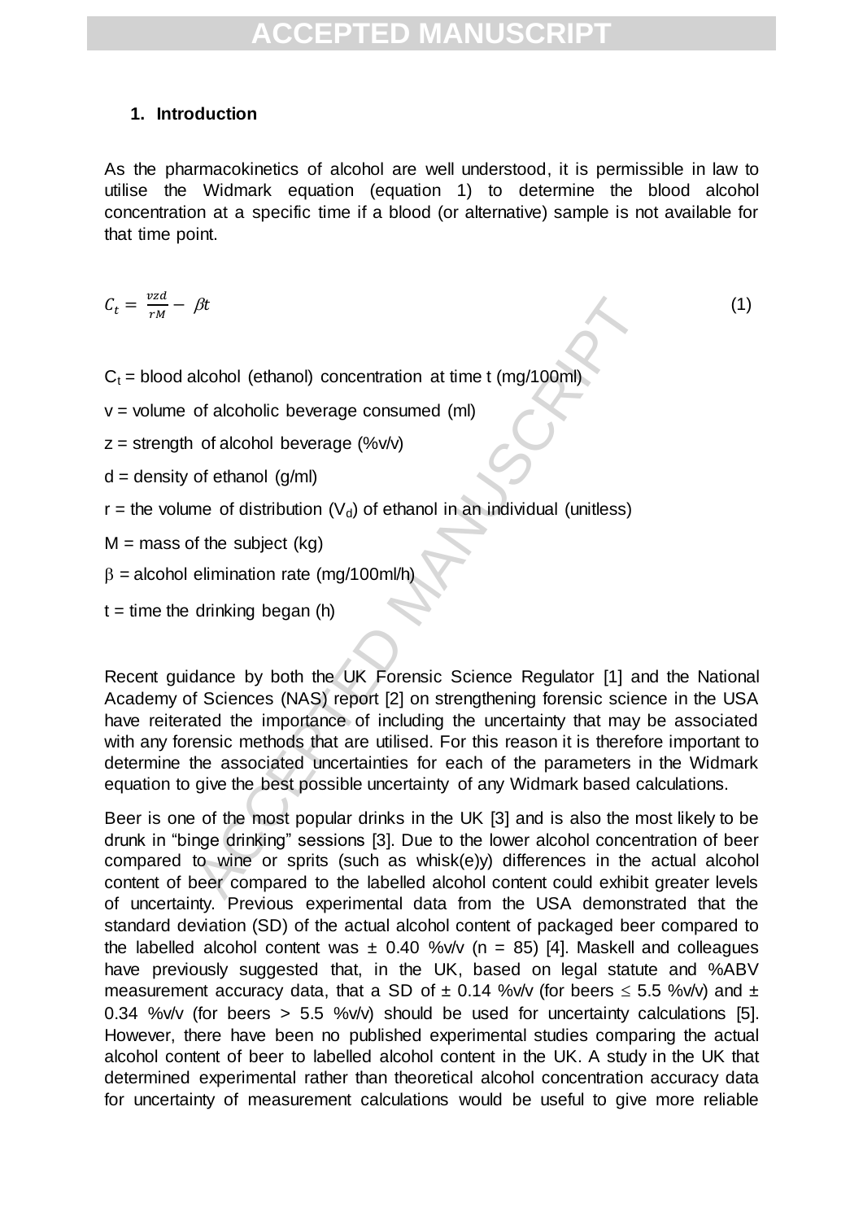## 1. Introduction

As the pharmacokinetics of alcohol are well understood, it is permissible in law to utilise the Widmark equation (equation 1) to determine the blood alcohol concentration at a specific time if a blood (or alternative) sample is not available for that time point.

$$C_t = \frac{vzd}{rM} - \beta t \tag{1}$$

$C_t$ = blood alcohol (ethanol) concentration at time t (mg/100ml)

v = volume of alcoholic beverage consumed (ml)

z = strength of alcohol beverage (%v/v)

d = density of ethanol (g/ml)

r = the volume of distribution ($V_d$) of ethanol in an individual (unitless)

M = mass of the subject (kg)

$\beta$ = alcohol elimination rate (mg/100ml/h)

t = time the drinking began (h)

Recent guidance by both the UK Forensic Science Regulator [1] and the National Academy of Sciences (NAS) report [2] on strengthening forensic science in the USA have reiterated the importance of including the uncertainty that may be associated with any forensic methods that are utilised. For this reason it is therefore important to determine the associated uncertainties for each of the parameters in the Widmark equation to give the best possible uncertainty of any Widmark based calculations.

Beer is one of the most popular drinks in the UK [3] and is also the most likely to be drunk in "binge drinking" sessions [3]. Due to the lower alcohol concentration of beer compared to wine or sprits (such as whisk(e)y) differences in the actual alcohol content of beer compared to the labelled alcohol content could exhibit greater levels of uncertainty. Previous experimental data from the USA demonstrated that the standard deviation (SD) of the actual alcohol content of packaged beer compared to the labelled alcohol content was ± 0.40 %v/v (n = 85) [4]. Maskell and colleagues have previously suggested that, in the UK, based on legal statute and %ABV measurement accuracy data, that a SD of ± 0.14 %v/v (for beers ≤ 5.5 %v/v) and ± 0.34 %v/v (for beers > 5.5 %v/v) should be used for uncertainty calculations [5]. However, there have been no published experimental studies comparing the actual alcohol content of beer to labelled alcohol content in the UK. A study in the UK that determined experimental rather than theoretical alcohol concentration accuracy data for uncertainty of measurement calculations would be useful to give more reliable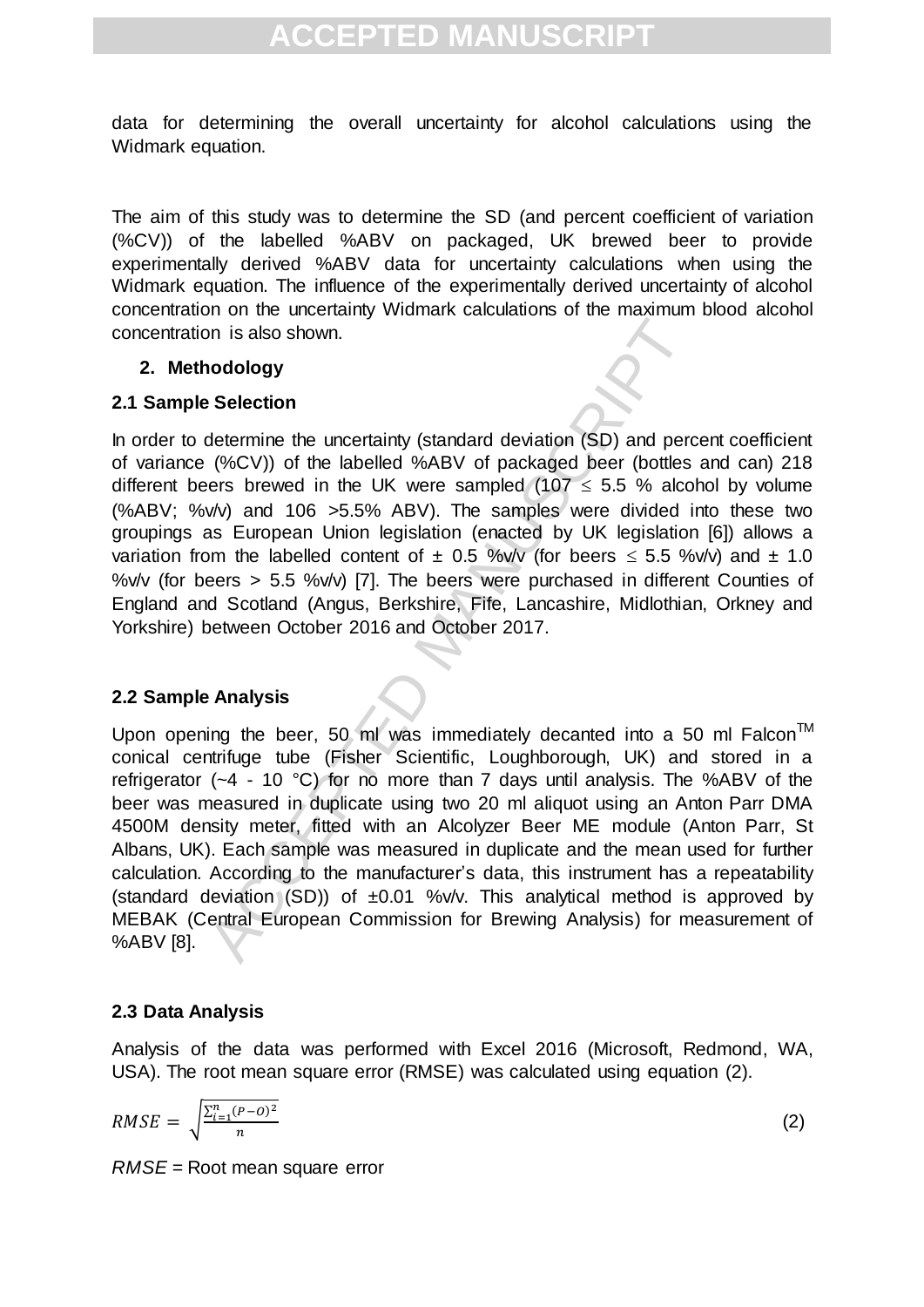data for determining the overall uncertainty for alcohol calculations using the Widmark equation.

The aim of this study was to determine the SD (and percent coefficient of variation (%CV)) of the labelled %ABV on packaged, UK brewed beer to provide experimentally derived %ABV data for uncertainty calculations when using the Widmark equation. The influence of the experimentally derived uncertainty of alcohol concentration on the uncertainty Widmark calculations of the maximum blood alcohol concentration is also shown.

## 2. Methodology

### 2.1 Sample Selection

In order to determine the uncertainty (standard deviation (SD) and percent coefficient of variance (%CV)) of the labelled %ABV of packaged beer (bottles and can) 218 different beers brewed in the UK were sampled (107 ≤ 5.5 % alcohol by volume (%ABV; %v/v) and 106 >5.5% ABV). The samples were divided into these two groupings as European Union legislation (enacted by UK legislation [6]) allows a variation from the labelled content of ± 0.5 %v/v (for beers ≤ 5.5 %v/v) and ± 1.0 %v/v (for beers > 5.5 %v/v) [7]. The beers were purchased in different Counties of England and Scotland (Angus, Berkshire, Fife, Lancashire, Midlothian, Orkney and Yorkshire) between October 2016 and October 2017.

### 2.2 Sample Analysis

Upon opening the beer, 50 ml was immediately decanted into a 50 ml Falcon™ conical centrifuge tube (Fisher Scientific, Loughborough, UK) and stored in a refrigerator (~4 - 10 °C) for no more than 7 days until analysis. The %ABV of the beer was measured in duplicate using two 20 ml aliquot using an Anton Parr DMA 4500M density meter, fitted with an Alcolyzer Beer ME module (Anton Parr, St Albans, UK). Each sample was measured in duplicate and the mean used for further calculation. According to the manufacturer's data, this instrument has a repeatability (standard deviation (SD)) of ±0.01 %v/v. This analytical method is approved by MEBAK (Central European Commission for Brewing Analysis) for measurement of %ABV [8].

### 2.3 Data Analysis

Analysis of the data was performed with Excel 2016 (Microsoft, Redmond, WA, USA). The root mean square error (RMSE) was calculated using equation (2).

$$RMSE = \sqrt{\frac{\sum_{i=1}^{n}(P-O)^2}{n}} \qquad (2)$$

*RMSE* = Root mean square error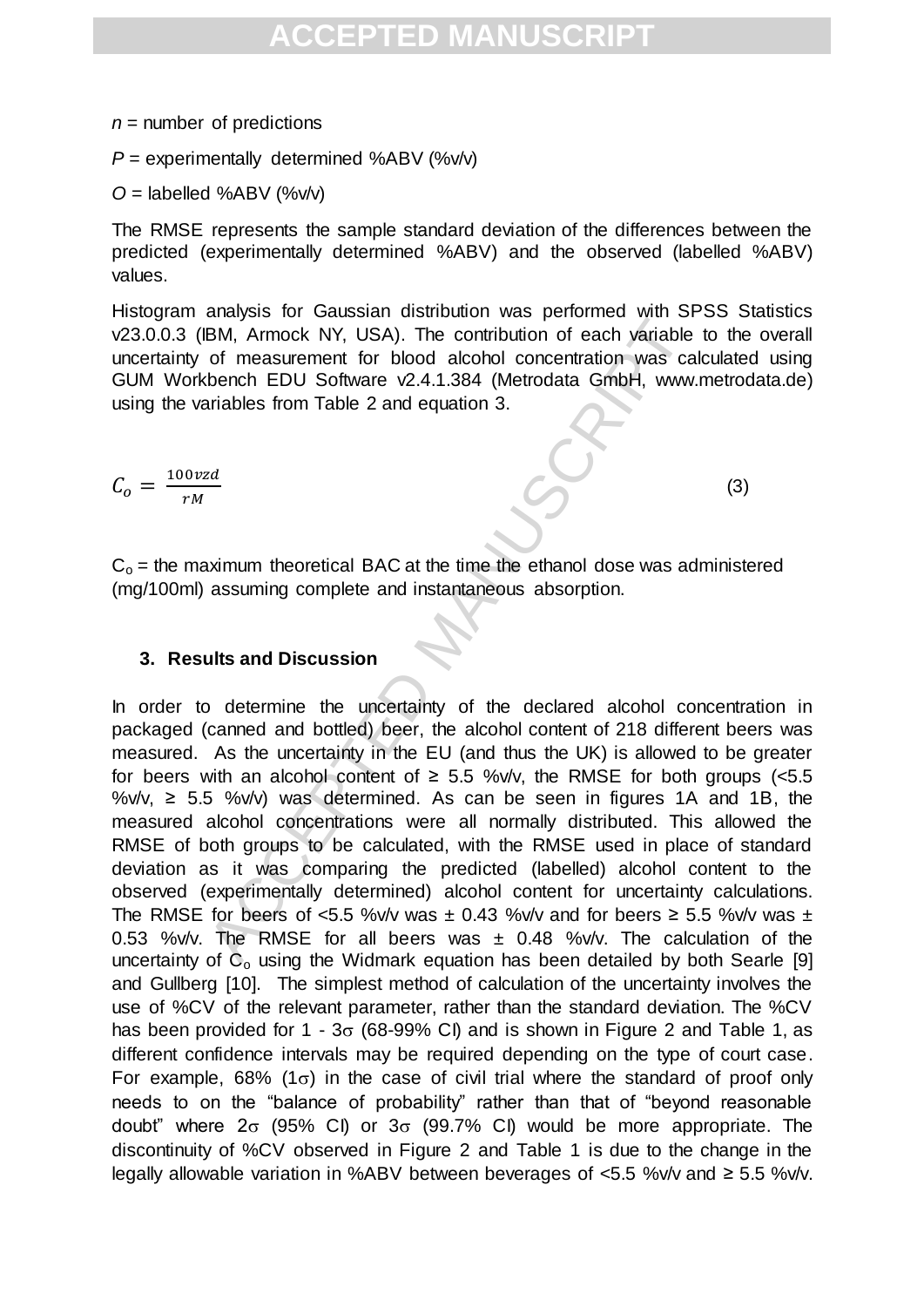$n$ = number of predictions

$P$ = experimentally determined %ABV (%v/v)

$O$ = labelled %ABV (%v/v)

The RMSE represents the sample standard deviation of the differences between the predicted (experimentally determined %ABV) and the observed (labelled %ABV) values.

Histogram analysis for Gaussian distribution was performed with SPSS Statistics v23.0.0.3 (IBM, Armock NY, USA). The contribution of each variable to the overall uncertainty of measurement for blood alcohol concentration was calculated using GUM Workbench EDU Software v2.4.1.384 (Metrodata GmbH, www.metrodata.de) using the variables from Table 2 and equation 3.

$$C_o = \frac{100vzd}{rM} \quad (3)$$

$C_o$ = the maximum theoretical BAC at the time the ethanol dose was administered (mg/100ml) assuming complete and instantaneous absorption.

## 3. Results and Discussion

In order to determine the uncertainty of the declared alcohol concentration in packaged (canned and bottled) beer, the alcohol content of 218 different beers was measured. As the uncertainty in the EU (and thus the UK) is allowed to be greater for beers with an alcohol content of ≥ 5.5 %v/v, the RMSE for both groups (<5.5 %v/v, ≥ 5.5 %v/v) was determined. As can be seen in figures 1A and 1B, the measured alcohol concentrations were all normally distributed. This allowed the RMSE of both groups to be calculated, with the RMSE used in place of standard deviation as it was comparing the predicted (labelled) alcohol content to the observed (experimentally determined) alcohol content for uncertainty calculations. The RMSE for beers of <5.5 %v/v was ± 0.43 %v/v and for beers ≥ 5.5 %v/v was ± 0.53 %v/v. The RMSE for all beers was ± 0.48 %v/v. The calculation of the uncertainty of $C_o$ using the Widmark equation has been detailed by both Searle [9] and Gullberg [10]. The simplest method of calculation of the uncertainty involves the use of %CV of the relevant parameter, rather than the standard deviation. The %CV has been provided for 1 - 3$\sigma$ (68-99% CI) and is shown in Figure 2 and Table 1, as different confidence intervals may be required depending on the type of court case. For example, 68% (1$\sigma$) in the case of civil trial where the standard of proof only needs to on the "balance of probability" rather than that of "beyond reasonable doubt" where 2$\sigma$ (95% CI) or 3$\sigma$ (99.7% CI) would be more appropriate. The discontinuity of %CV observed in Figure 2 and Table 1 is due to the change in the legally allowable variation in %ABV between beverages of <5.5 %v/v and ≥ 5.5 %v/v.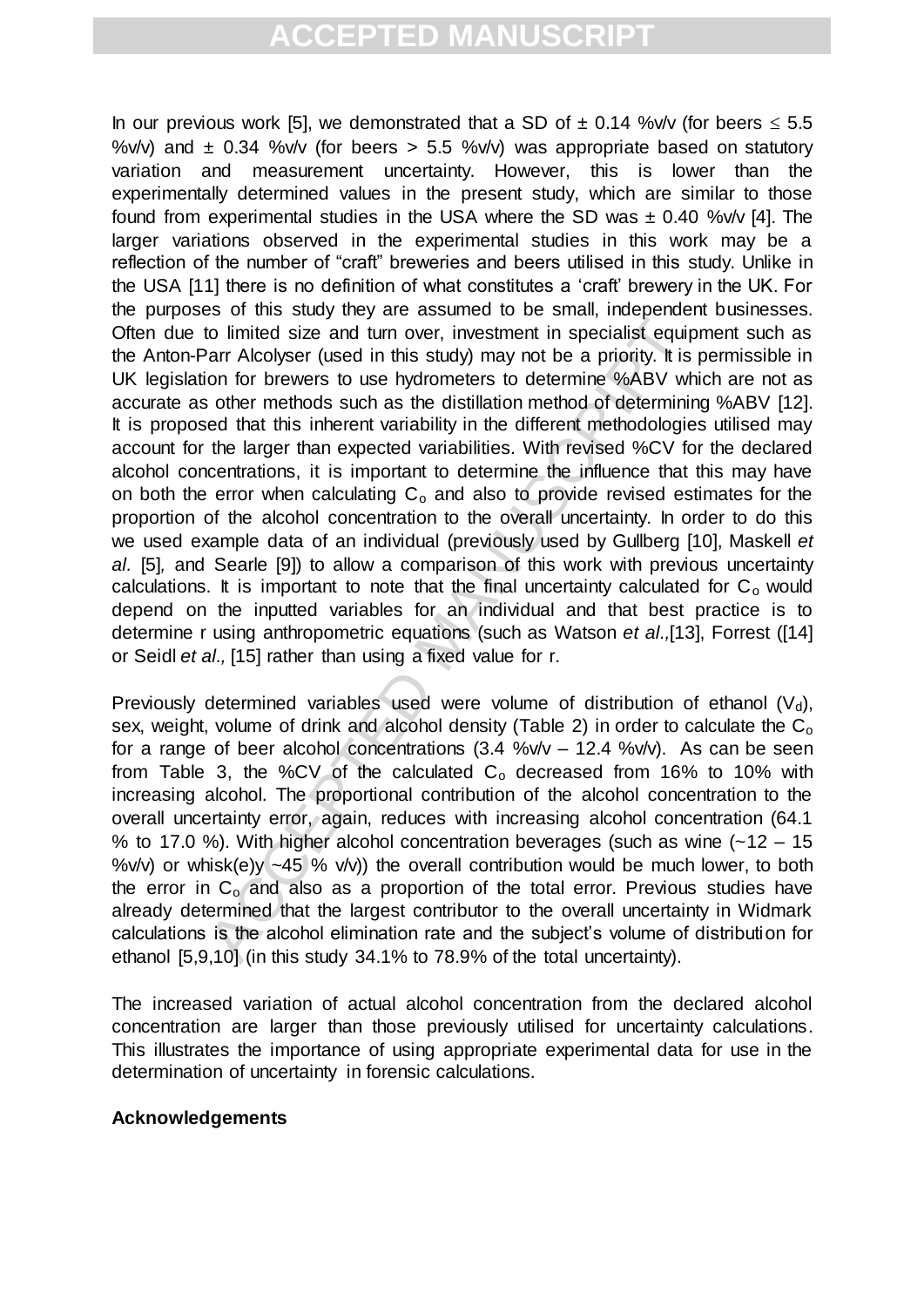In our previous work [5], we demonstrated that a SD of ± 0.14 %v/v (for beers ≤ 5.5 %v/v) and ± 0.34 %v/v (for beers > 5.5 %v/v) was appropriate based on statutory variation and measurement uncertainty. However, this is lower than the experimentally determined values in the present study, which are similar to those found from experimental studies in the USA where the SD was ± 0.40 %v/v [4]. The larger variations observed in the experimental studies in this work may be a reflection of the number of "craft" breweries and beers utilised in this study. Unlike in the USA [11] there is no definition of what constitutes a 'craft' brewery in the UK. For the purposes of this study they are assumed to be small, independent businesses. Often due to limited size and turn over, investment in specialist equipment such as the Anton-Parr Alcolyser (used in this study) may not be a priority. It is permissible in UK legislation for brewers to use hydrometers to determine %ABV which are not as accurate as other methods such as the distillation method of determining %ABV [12]. It is proposed that this inherent variability in the different methodologies utilised may account for the larger than expected variabilities. With revised %CV for the declared alcohol concentrations, it is important to determine the influence that this may have on both the error when calculating $C_o$ and also to provide revised estimates for the proportion of the alcohol concentration to the overall uncertainty. In order to do this we used example data of an individual (previously used by Gullberg [10], Maskell *et al.* [5], and Searle [9]) to allow a comparison of this work with previous uncertainty calculations. It is important to note that the final uncertainty calculated for $C_o$ would depend on the inputted variables for an individual and that best practice is to determine r using anthropometric equations (such as Watson *et al.*,[13], Forrest ([14] or Seidl *et al.*, [15] rather than using a fixed value for r.

Previously determined variables used were volume of distribution of ethanol ($V_d$), sex, weight, volume of drink and alcohol density (Table 2) in order to calculate the $C_o$ for a range of beer alcohol concentrations (3.4 %v/v – 12.4 %v/v). As can be seen from Table 3, the %CV of the calculated $C_o$ decreased from 16% to 10% with increasing alcohol. The proportional contribution of the alcohol concentration to the overall uncertainty error, again, reduces with increasing alcohol concentration (64.1 % to 17.0 %). With higher alcohol concentration beverages (such as wine (~12 – 15 %v/v) or whisk(e)y ~45 % v/v)) the overall contribution would be much lower, to both the error in $C_o$ and also as a proportion of the total error. Previous studies have already determined that the largest contributor to the overall uncertainty in Widmark calculations is the alcohol elimination rate and the subject's volume of distribution for ethanol [5,9,10] (in this study 34.1% to 78.9% of the total uncertainty).

The increased variation of actual alcohol concentration from the declared alcohol concentration are larger than those previously utilised for uncertainty calculations. This illustrates the importance of using appropriate experimental data for use in the determination of uncertainty in forensic calculations.

**Acknowledgements**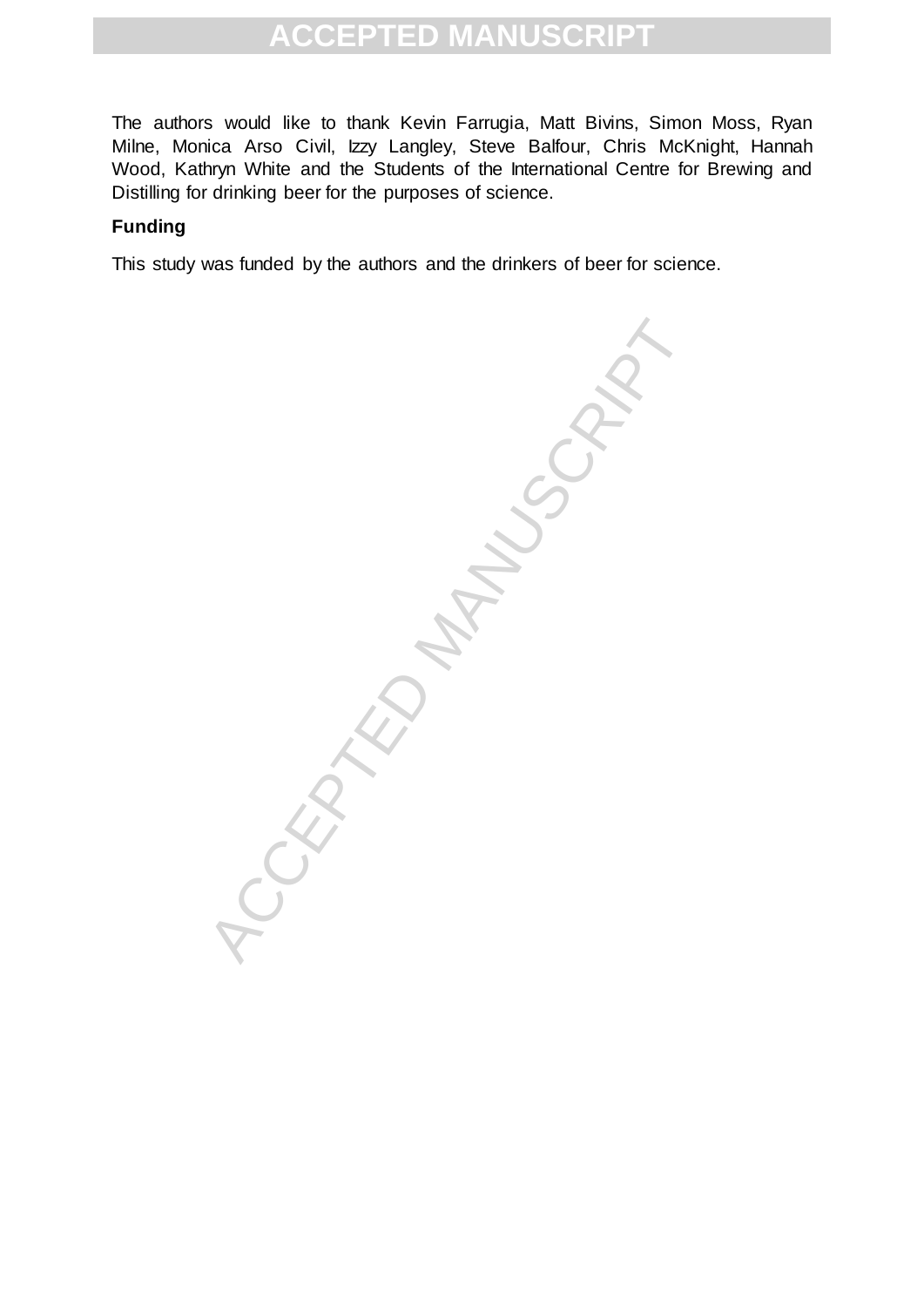The authors would like to thank Kevin Farrugia, Matt Bivins, Simon Moss, Ryan Milne, Monica Arso Civil, Izzy Langley, Steve Balfour, Chris McKnight, Hannah Wood, Kathryn White and the Students of the International Centre for Brewing and Distilling for drinking beer for the purposes of science.

## Funding

This study was funded by the authors and the drinkers of beer for science.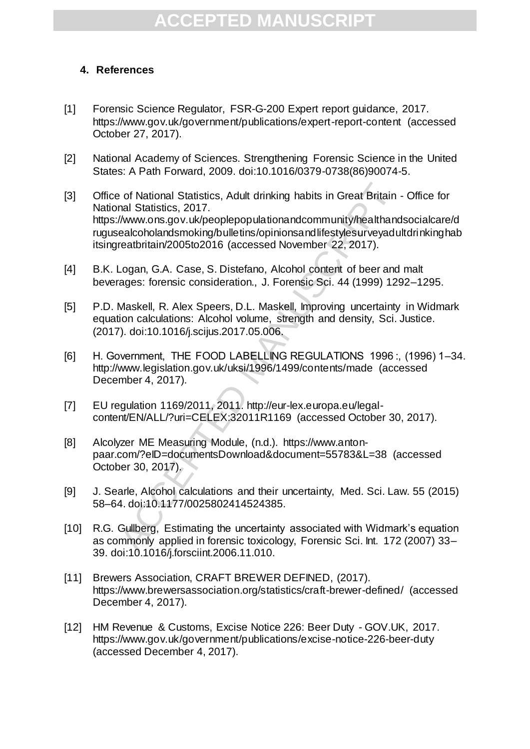## 4. References

[1] Forensic Science Regulator, FSR-G-200 Expert report guidance, 2017. https://www.gov.uk/government/publications/expert-report-content (accessed October 27, 2017).

[2] National Academy of Sciences. Strengthening Forensic Science in the United States: A Path Forward, 2009. doi:10.1016/0379-0738(86)90074-5.

[3] Office of National Statistics, Adult drinking habits in Great Britain - Office for National Statistics, 2017. https://www.ons.gov.uk/peoplepopulationandcommunity/healthandsocialcare/drugusealcoholandsmoking/bulletins/opinionsandlifestylesurveyadultdrinkinghabitsingreatbritain/2005to2016 (accessed November 22, 2017).

[4] B.K. Logan, G.A. Case, S. Distefano, Alcohol content of beer and malt beverages: forensic consideration., J. Forensic Sci. 44 (1999) 1292–1295.

[5] P.D. Maskell, R. Alex Speers, D.L. Maskell, Improving uncertainty in Widmark equation calculations: Alcohol volume, strength and density, Sci. Justice. (2017). doi:10.1016/j.scijus.2017.05.006.

[6] H. Government, THE FOOD LABELLING REGULATIONS 1996 :, (1996) 1–34. http://www.legislation.gov.uk/uksi/1996/1499/contents/made (accessed December 4, 2017).

[7] EU regulation 1169/2011, 2011. http://eur-lex.europa.eu/legal-content/EN/ALL/?uri=CELEX:32011R1169 (accessed October 30, 2017).

[8] Alcolyzer ME Measuring Module, (n.d.). https://www.anton-paar.com/?eID=documentsDownload&document=55783&L=38 (accessed October 30, 2017).

[9] J. Searle, Alcohol calculations and their uncertainty, Med. Sci. Law. 55 (2015) 58–64. doi:10.1177/0025802414524385.

[10] R.G. Gullberg, Estimating the uncertainty associated with Widmark's equation as commonly applied in forensic toxicology, Forensic Sci. Int. 172 (2007) 33–39. doi:10.1016/j.forsciint.2006.11.010.

[11] Brewers Association, CRAFT BREWER DEFINED, (2017). https://www.brewersassociation.org/statistics/craft-brewer-defined/ (accessed December 4, 2017).

[12] HM Revenue & Customs, Excise Notice 226: Beer Duty - GOV.UK, 2017. https://www.gov.uk/government/publications/excise-notice-226-beer-duty (accessed December 4, 2017).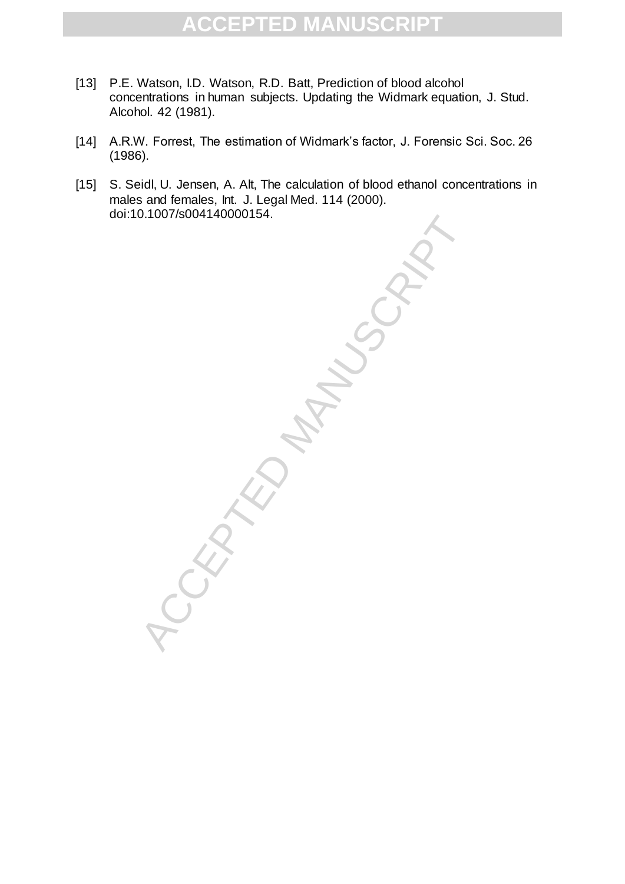[13] P.E. Watson, I.D. Watson, R.D. Batt, Prediction of blood alcohol concentrations in human subjects. Updating the Widmark equation, J. Stud. Alcohol. 42 (1981).

[14] A.R.W. Forrest, The estimation of Widmark's factor, J. Forensic Sci. Soc. 26 (1986).

[15] S. Seidl, U. Jensen, A. Alt, The calculation of blood ethanol concentrations in males and females, Int. J. Legal Med. 114 (2000). doi:10.1007/s004140000154.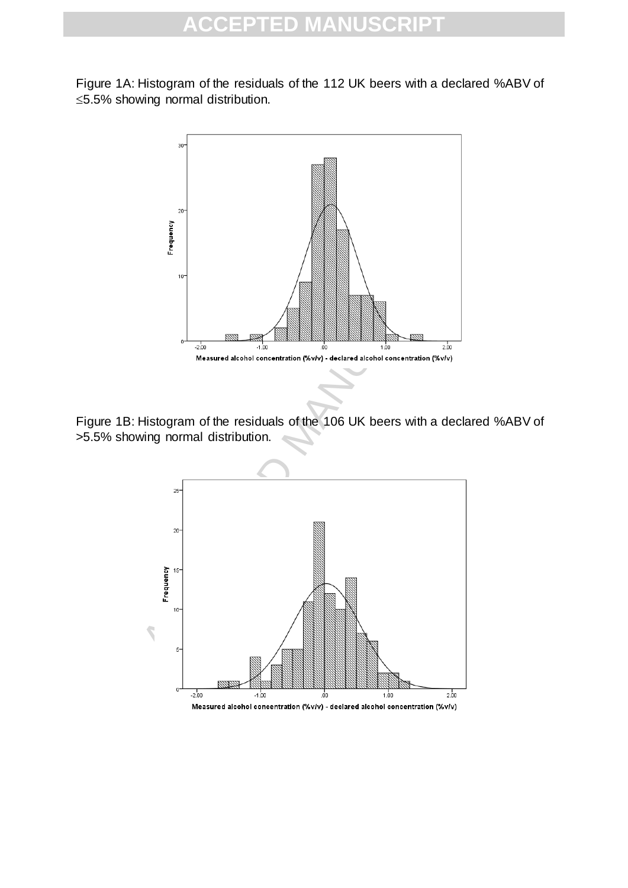Figure 1A: Histogram of the residuals of the 112 UK beers with a declared %ABV of ≤5.5% showing normal distribution.

Figure 1B: Histogram of the residuals of the 106 UK beers with a declared %ABV of >5.5% showing normal distribution.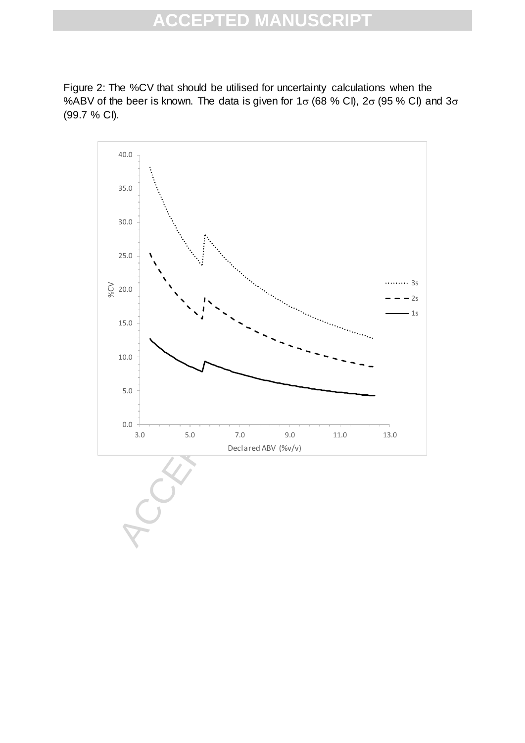Figure 2: The %CV that should be utilised for uncertainty calculations when the %ABV of the beer is known. The data is given for 1$\sigma$ (68 % CI), 2$\sigma$ (95 % CI) and 3$\sigma$ (99.7 % CI).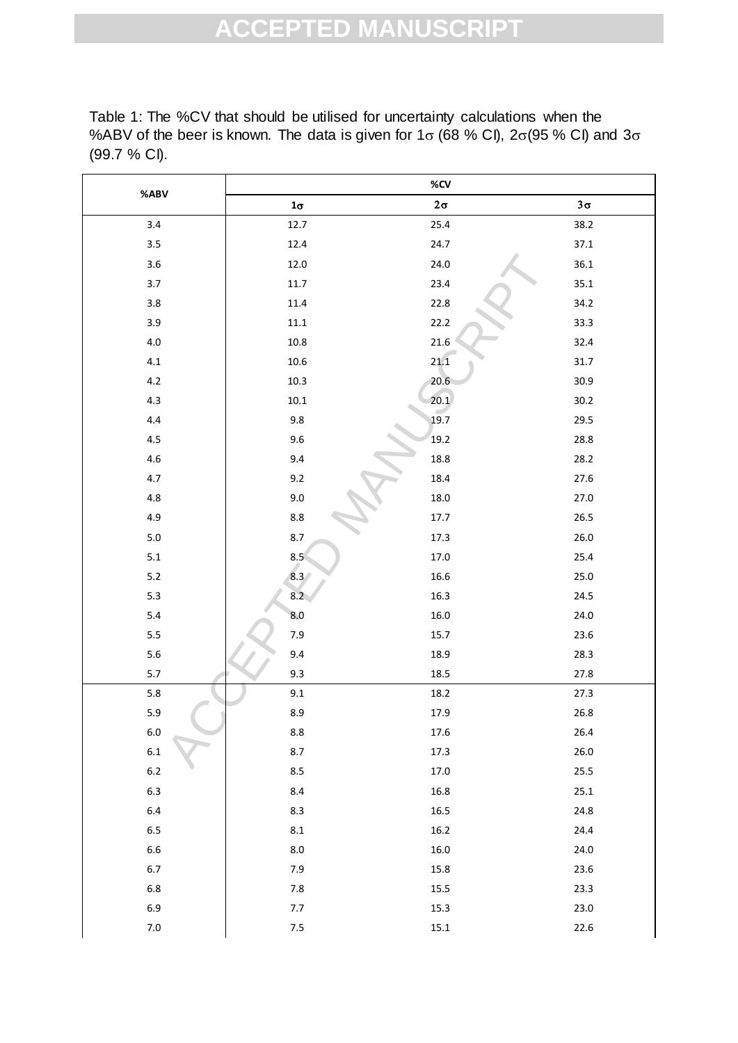Table 1: The %CV that should be utilised for uncertainty calculations when the %ABV of the beer is known. The data is given for 1σ (68 % CI), 2σ(95 % CI) and 3σ (99.7 % CI).

| %ABV | %CV | | |
|---|---|---|---|
| | 1σ | 2σ | 3σ |
| 3.4 | 12.7 | 25.4 | 38.2 |
| 3.5 | 12.4 | 24.7 | 37.1 |
| 3.6 | 12.0 | 24.0 | 36.1 |
| 3.7 | 11.7 | 23.4 | 35.1 |
| 3.8 | 11.4 | 22.8 | 34.2 |
| 3.9 | 11.1 | 22.2 | 33.3 |
| 4.0 | 10.8 | 21.6 | 32.4 |
| 4.1 | 10.6 | 21.1 | 31.7 |
| 4.2 | 10.3 | 20.6 | 30.9 |
| 4.3 | 10.1 | 20.1 | 30.2 |
| 4.4 | 9.8 | 19.7 | 29.5 |
| 4.5 | 9.6 | 19.2 | 28.8 |
| 4.6 | 9.4 | 18.8 | 28.2 |
| 4.7 | 9.2 | 18.4 | 27.6 |
| 4.8 | 9.0 | 18.0 | 27.0 |
| 4.9 | 8.8 | 17.7 | 26.5 |
| 5.0 | 8.7 | 17.3 | 26.0 |
| 5.1 | 8.5 | 17.0 | 25.4 |
| 5.2 | 8.3 | 16.6 | 25.0 |
| 5.3 | 8.2 | 16.3 | 24.5 |
| 5.4 | 8.0 | 16.0 | 24.0 |
| 5.5 | 7.9 | 15.7 | 23.6 |
| 5.6 | 9.4 | 18.9 | 28.3 |
| 5.7 | 9.3 | 18.5 | 27.8 |
| 5.8 | 9.1 | 18.2 | 27.3 |
| 5.9 | 8.9 | 17.9 | 26.8 |
| 6.0 | 8.8 | 17.6 | 26.4 |
| 6.1 | 8.7 | 17.3 | 26.0 |
| 6.2 | 8.5 | 17.0 | 25.5 |
| 6.3 | 8.4 | 16.8 | 25.1 |
| 6.4 | 8.3 | 16.5 | 24.8 |
| 6.5 | 8.1 | 16.2 | 24.4 |
| 6.6 | 8.0 | 16.0 | 24.0 |
| 6.7 | 7.9 | 15.8 | 23.6 |
| 6.8 | 7.8 | 15.5 | 23.3 |
| 6.9 | 7.7 | 15.3 | 23.0 |
| 7.0 | 7.5 | 15.1 | 22.6 |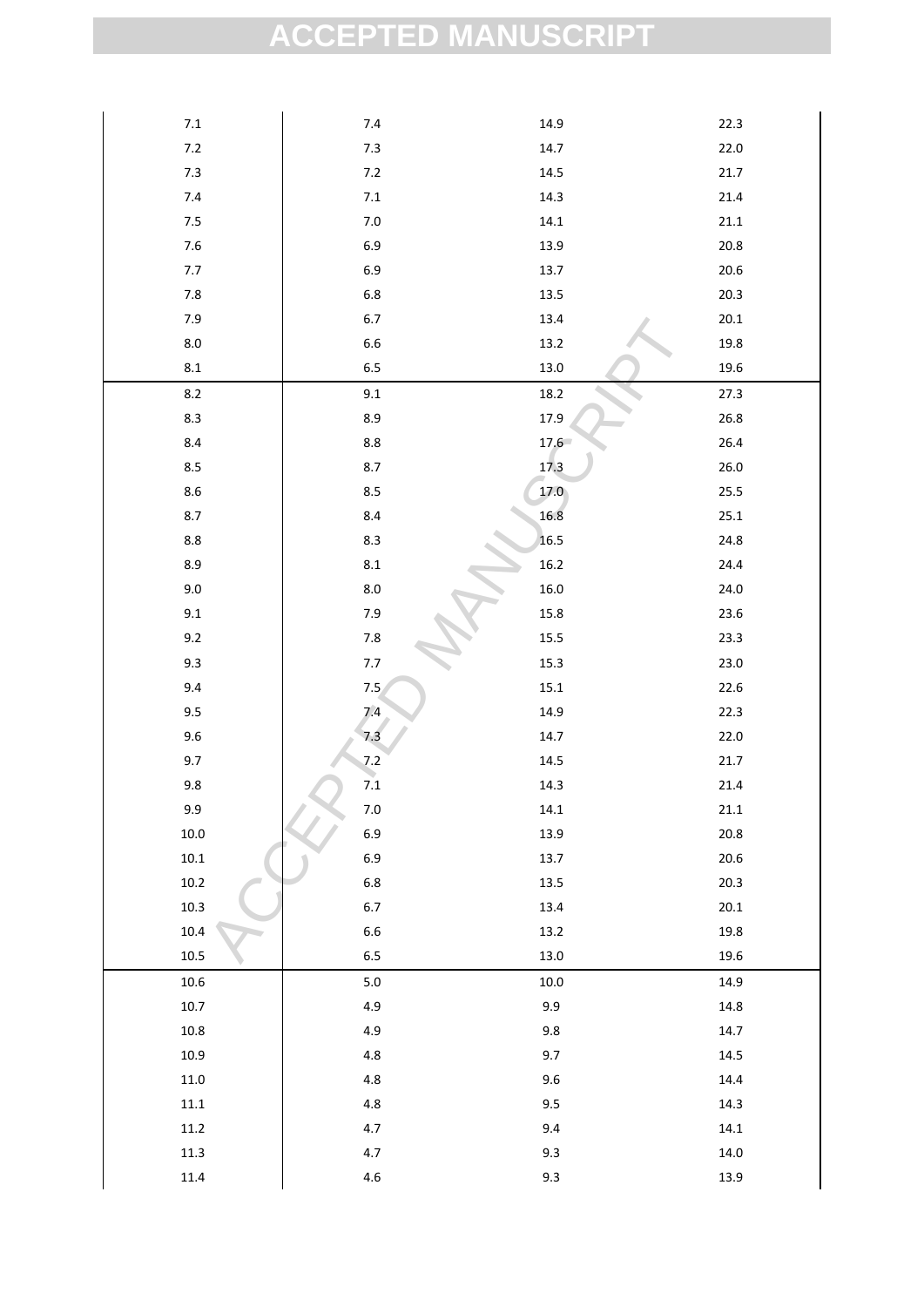| | | | |
|---|---|---|---|
| 7.1 | 7.4 | 14.9 | 22.3 |
| 7.2 | 7.3 | 14.7 | 22.0 |
| 7.3 | 7.2 | 14.5 | 21.7 |
| 7.4 | 7.1 | 14.3 | 21.4 |
| 7.5 | 7.0 | 14.1 | 21.1 |
| 7.6 | 6.9 | 13.9 | 20.8 |
| 7.7 | 6.9 | 13.7 | 20.6 |
| 7.8 | 6.8 | 13.5 | 20.3 |
| 7.9 | 6.7 | 13.4 | 20.1 |
| 8.0 | 6.6 | 13.2 | 19.8 |
| 8.1 | 6.5 | 13.0 | 19.6 |
| 8.2 | 9.1 | 18.2 | 27.3 |
| 8.3 | 8.9 | 17.9 | 26.8 |
| 8.4 | 8.8 | 17.6 | 26.4 |
| 8.5 | 8.7 | 17.3 | 26.0 |
| 8.6 | 8.5 | 17.0 | 25.5 |
| 8.7 | 8.4 | 16.8 | 25.1 |
| 8.8 | 8.3 | 16.5 | 24.8 |
| 8.9 | 8.1 | 16.2 | 24.4 |
| 9.0 | 8.0 | 16.0 | 24.0 |
| 9.1 | 7.9 | 15.8 | 23.6 |
| 9.2 | 7.8 | 15.5 | 23.3 |
| 9.3 | 7.7 | 15.3 | 23.0 |
| 9.4 | 7.5 | 15.1 | 22.6 |
| 9.5 | 7.4 | 14.9 | 22.3 |
| 9.6 | 7.3 | 14.7 | 22.0 |
| 9.7 | 7.2 | 14.5 | 21.7 |
| 9.8 | 7.1 | 14.3 | 21.4 |
| 9.9 | 7.0 | 14.1 | 21.1 |
| 10.0 | 6.9 | 13.9 | 20.8 |
| 10.1 | 6.9 | 13.7 | 20.6 |
| 10.2 | 6.8 | 13.5 | 20.3 |
| 10.3 | 6.7 | 13.4 | 20.1 |
| 10.4 | 6.6 | 13.2 | 19.8 |
| 10.5 | 6.5 | 13.0 | 19.6 |
| 10.6 | 5.0 | 10.0 | 14.9 |
| 10.7 | 4.9 | 9.9 | 14.8 |
| 10.8 | 4.9 | 9.8 | 14.7 |
| 10.9 | 4.8 | 9.7 | 14.5 |
| 11.0 | 4.8 | 9.6 | 14.4 |
| 11.1 | 4.8 | 9.5 | 14.3 |
| 11.2 | 4.7 | 9.4 | 14.1 |
| 11.3 | 4.7 | 9.3 | 14.0 |
| 11.4 | 4.6 | 9.3 | 13.9 |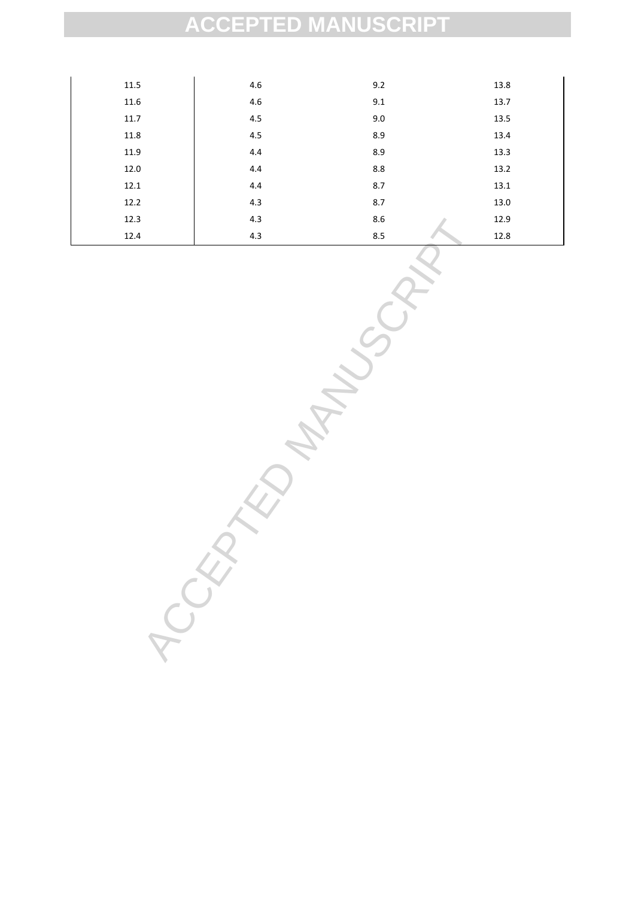| | | | |
|---|---|---|---|
| 11.5 | 4.6 | 9.2 | 13.8 |
| 11.6 | 4.6 | 9.1 | 13.7 |
| 11.7 | 4.5 | 9.0 | 13.5 |
| 11.8 | 4.5 | 8.9 | 13.4 |
| 11.9 | 4.4 | 8.9 | 13.3 |
| 12.0 | 4.4 | 8.8 | 13.2 |
| 12.1 | 4.4 | 8.7 | 13.1 |
| 12.2 | 4.3 | 8.7 | 13.0 |
| 12.3 | 4.3 | 8.6 | 12.9 |
| 12.4 | 4.3 | 8.5 | 12.8 |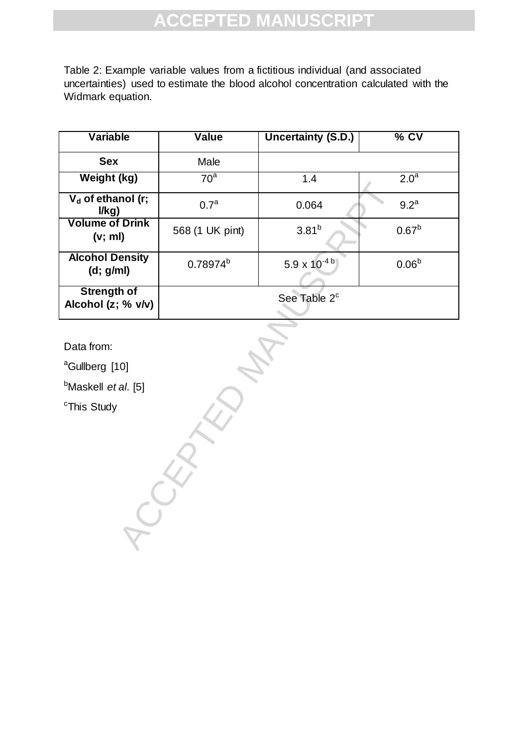Table 2: Example variable values from a fictitious individual (and associated uncertainties) used to estimate the blood alcohol concentration calculated with the Widmark equation.

| Variable | Value | Uncertainty (S.D.) | % CV |
|---|---|---|---|
| Sex | Male | | |
| Weight (kg) | 70[a] | 1.4 | 2.0[a] |
| $V_d$ of ethanol (r; l/kg) | 0.7[a] | 0.064 | 9.2[a] |
| Volume of Drink (v; ml) | 568 (1 UK pint) | 3.81[b] | 0.67[b] |
| Alcohol Density (d; g/ml) | 0.78974[b] | $5.9 \times 10^{-4}$ [b] | 0.06[b] |
| Strength of Alcohol (z; % v/v) | See Table 2[c] | | |

Data from:

[a]Gullberg [10]

[b]Maskell *et al.* [5]

[c]This Study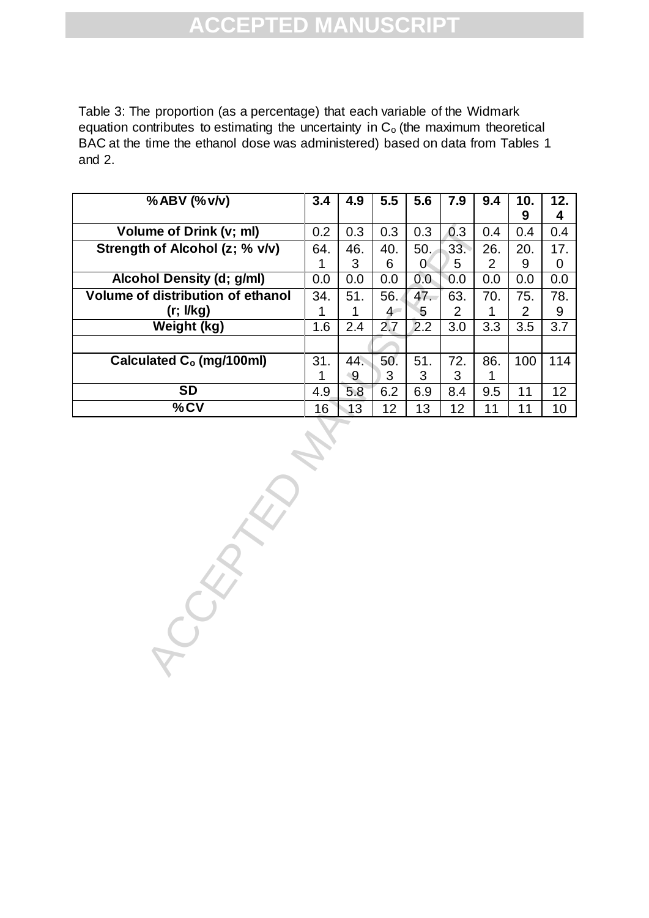Table 3: The proportion (as a percentage) that each variable of the Widmark equation contributes to estimating the uncertainty in $C_o$ (the maximum theoretical BAC at the time the ethanol dose was administered) based on data from Tables 1 and 2.

| **%ABV (%v/v)** | **3.4** | **4.9** | **5.5** | **5.6** | **7.9** | **9.4** | **10.9** | **12.4** |
|---|---|---|---|---|---|---|---|---|
| **Volume of Drink (v; ml)** | 0.2 | 0.3 | 0.3 | 0.3 | 0.3 | 0.4 | 0.4 | 0.4 |
| **Strength of Alcohol (z; % v/v)** | 64.1 | 46.3 | 40.6 | 50.0 | 33.5 | 26.2 | 20.9 | 17.0 |
| **Alcohol Density (d; g/ml)** | 0.0 | 0.0 | 0.0 | 0.0 | 0.0 | 0.0 | 0.0 | 0.0 |
| **Volume of distribution of ethanol (r; l/kg)** | 34.1 | 51.1 | 56.4 | 47.5 | 63.2 | 70.1 | 75.2 | 78.9 |
| **Weight (kg)** | 1.6 | 2.4 | 2.7 | 2.2 | 3.0 | 3.3 | 3.5 | 3.7 |
| | | | | | | | | |
| **Calculated $C_o$ (mg/100ml)** | 31.1 | 44.9 | 50.3 | 51.3 | 72.3 | 86.1 | 100 | 114 |
| **SD** | 4.9 | 5.8 | 6.2 | 6.9 | 8.4 | 9.5 | 11 | 12 |
| **%CV** | 16 | 13 | 12 | 13 | 12 | 11 | 11 | 10 |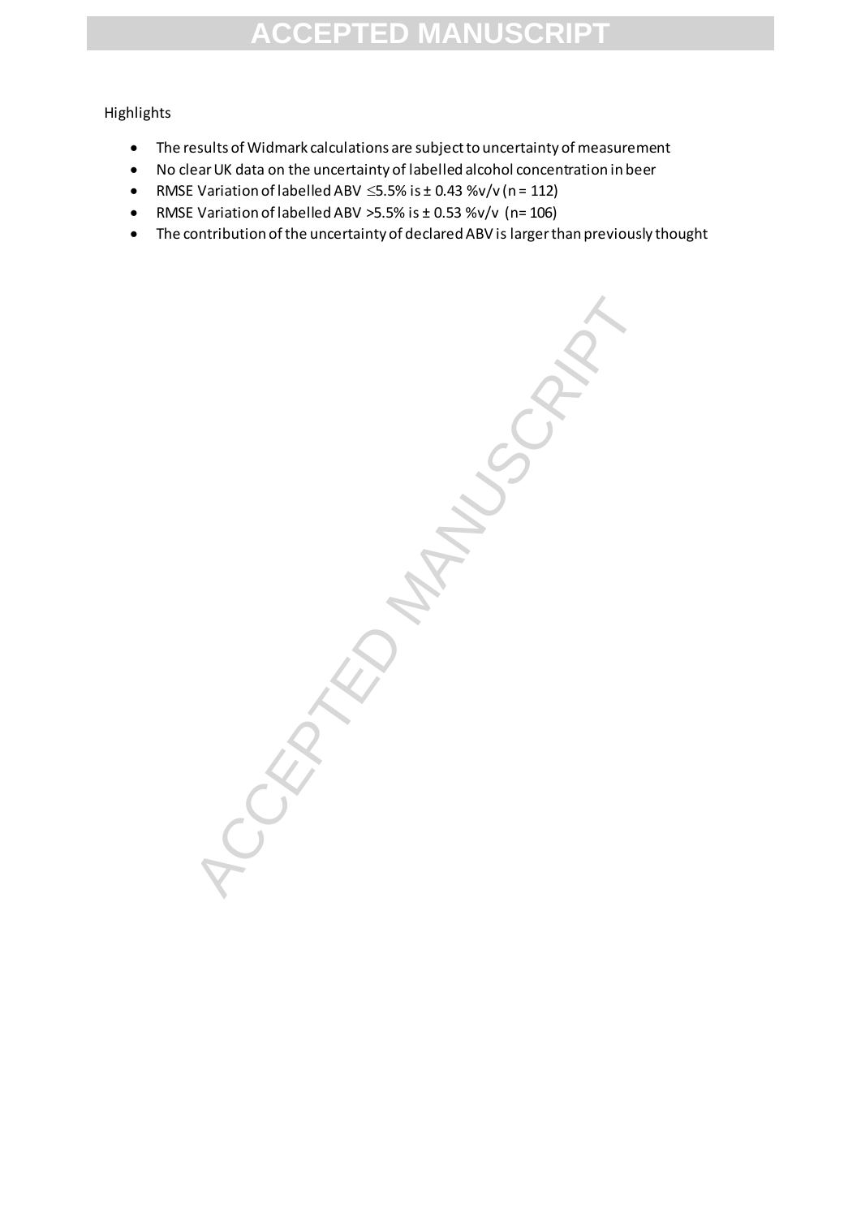Highlights

- The results of Widmark calculations are subject to uncertainty of measurement
- No clear UK data on the uncertainty of labelled alcohol concentration in beer
- RMSE Variation of labelled ABV $\leq$5.5% is ± 0.43 %v/v (n = 112)
- RMSE Variation of labelled ABV >5.5% is ± 0.53 %v/v (n= 106)
- The contribution of the uncertainty of declared ABV is larger than previously thought